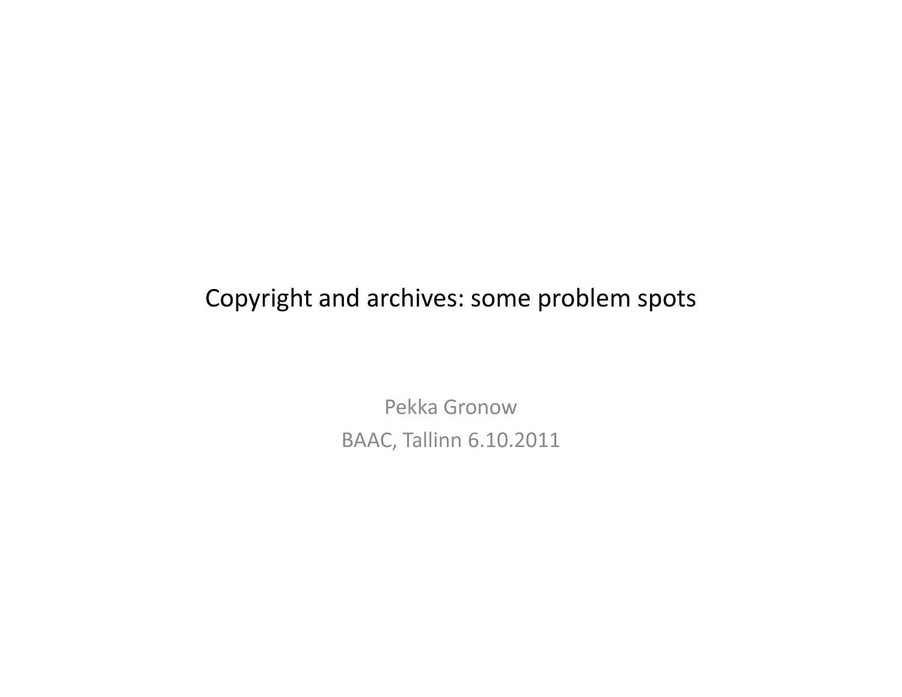# Copyright and archives: some problem spots

Pekka Gronow

BAAC, Tallinn 6.10.2011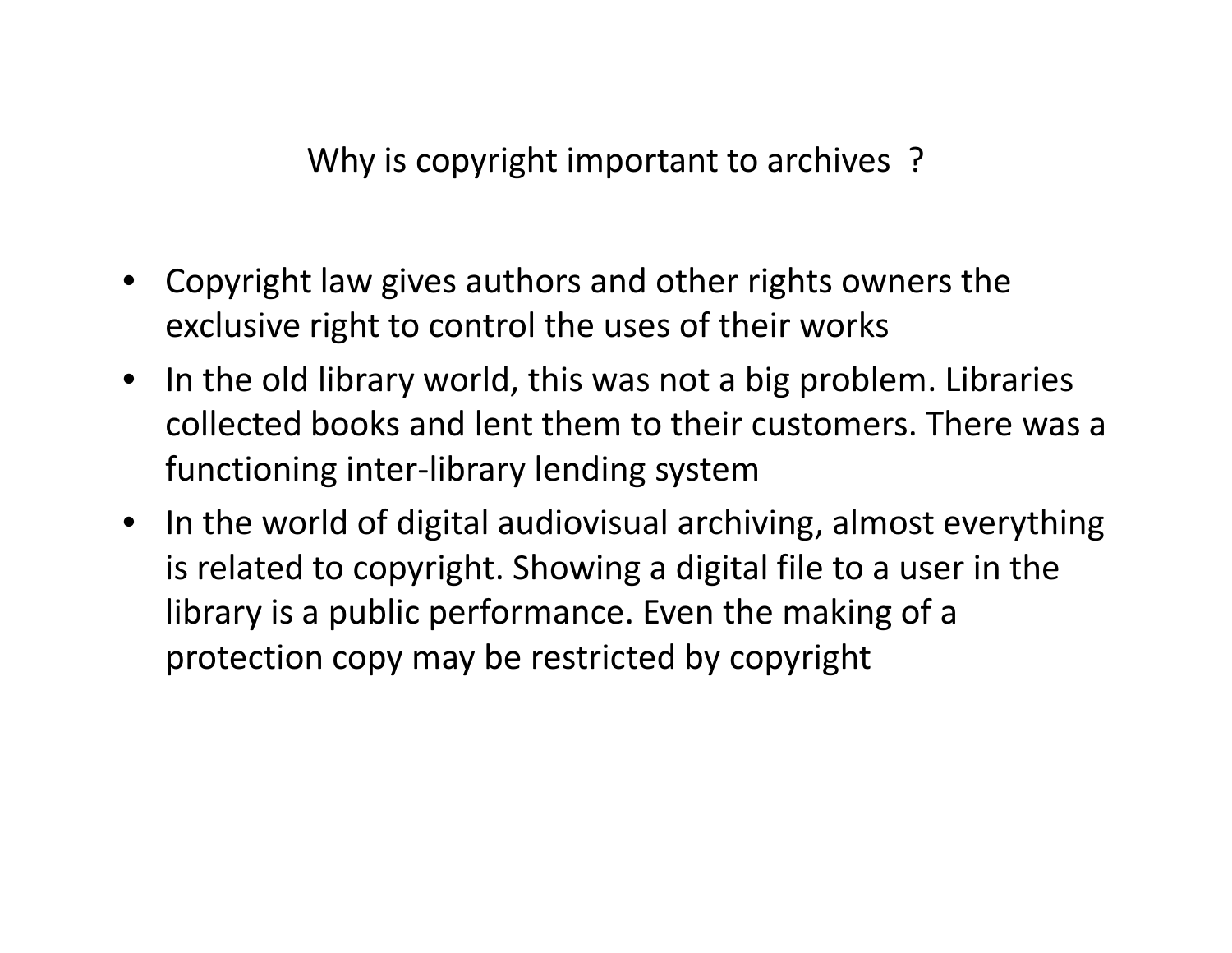## Why is copyright important to archives ?

- Copyright law gives authors and other rights owners the exclusive right to control the uses of their works
- In the old library world, this was not a big problem. Libraries collected books and lent them to their customers. There was a functioning inter-library lending system
- In the world of digital audiovisual archiving, almost everything is related to copyright. Showing a digital file to a user in the library is a public performance. Even the making of a protection copy may be restricted by copyright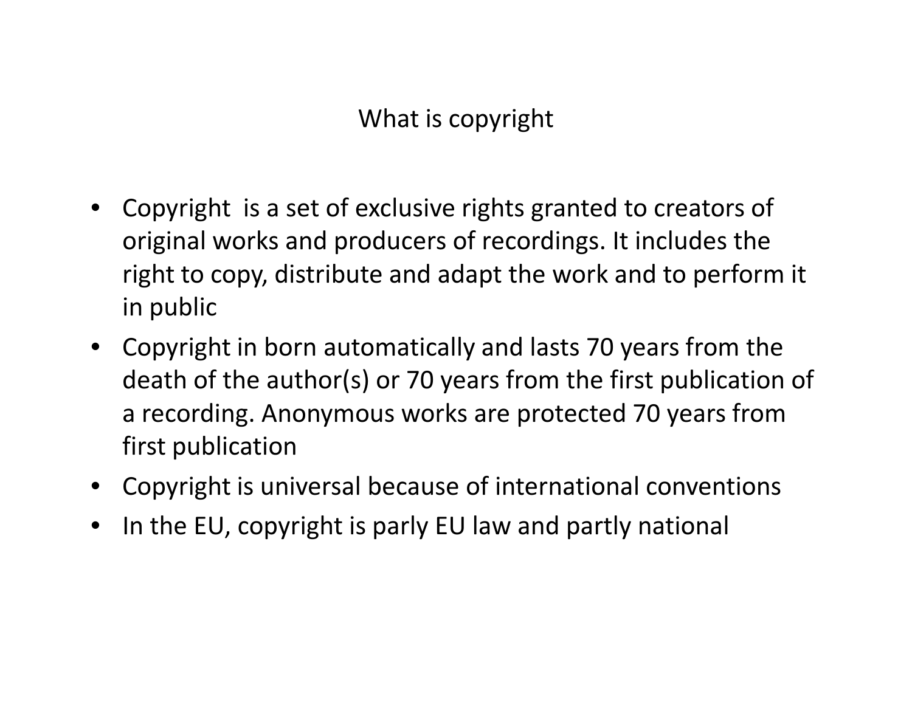## What is copyright

- Copyright  is a set of exclusive rights granted to creators of original works and producers of recordings. It includes the right to copy, distribute and adapt the work and to perform it in public
- Copyright in born automatically and lasts 70 years from the death of the author(s) or 70 years from the first publication of a recording. Anonymous works are protected 70 years from first publication
- Copyright is universal because of international conventions
- In the EU, copyright is parly EU law and partly national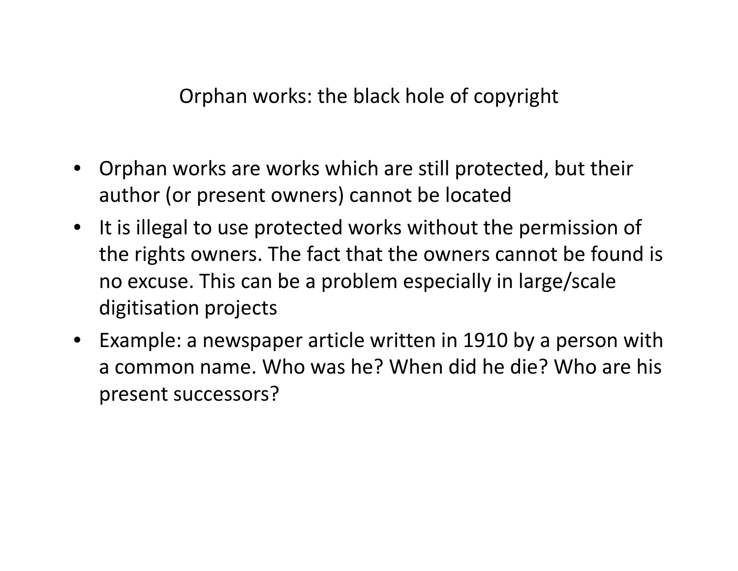# Orphan works: the black hole of copyright

- Orphan works are works which are still protected, but their author (or present owners) cannot be located
- It is illegal to use protected works without the permission of the rights owners. The fact that the owners cannot be found is no excuse. This can be a problem especially in large/scale digitisation projects
- Example: a newspaper article written in 1910 by a person with a common name. Who was he? When did he die? Who are his present successors?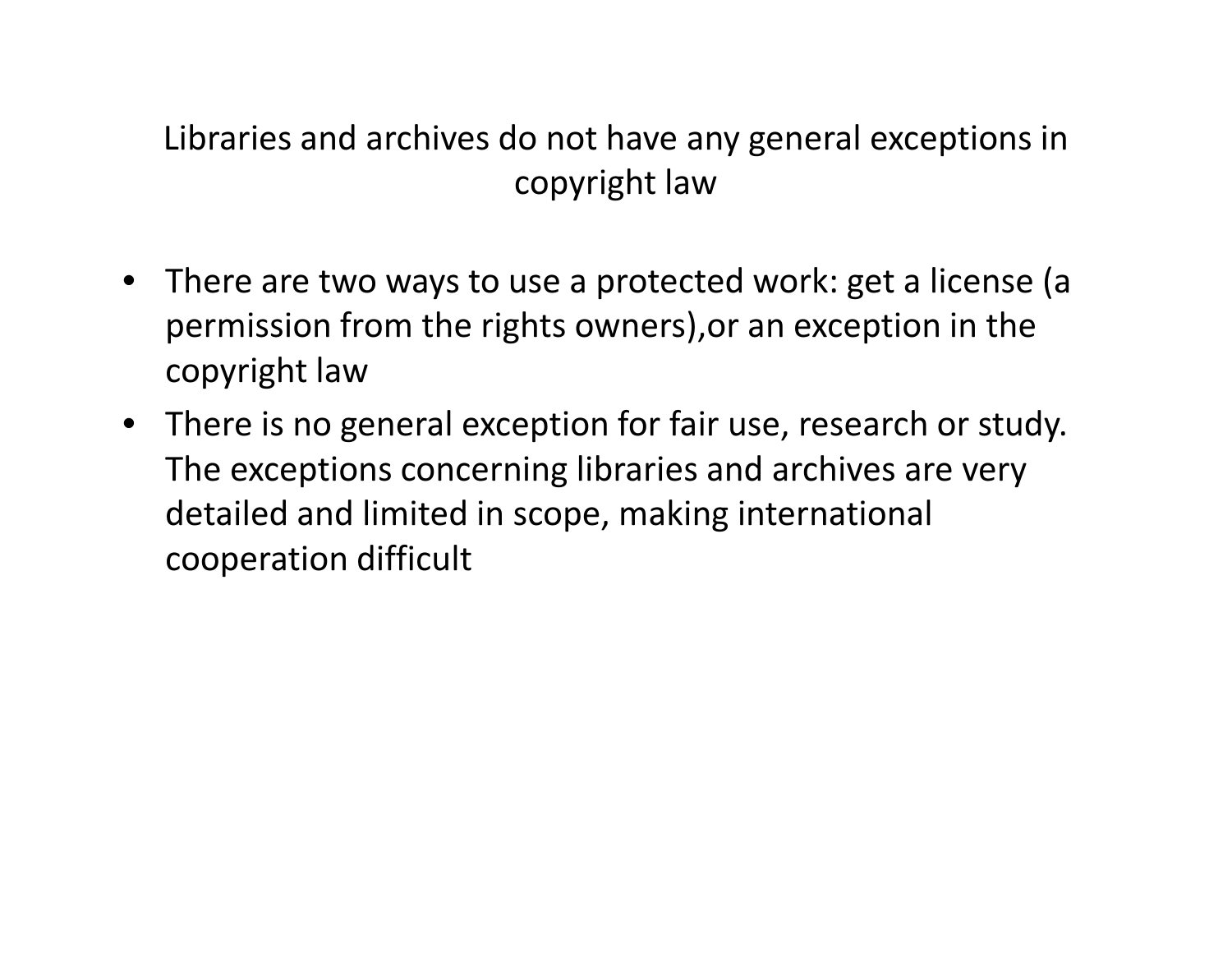## Libraries and archives do not have any general exceptions in copyright law

- There are two ways to use a protected work: get a license (a permission from the rights owners),or an exception in the copyright law
- There is no general exception for fair use, research or study. The exceptions concerning libraries and archives are very detailed and limited in scope, making international cooperation difficult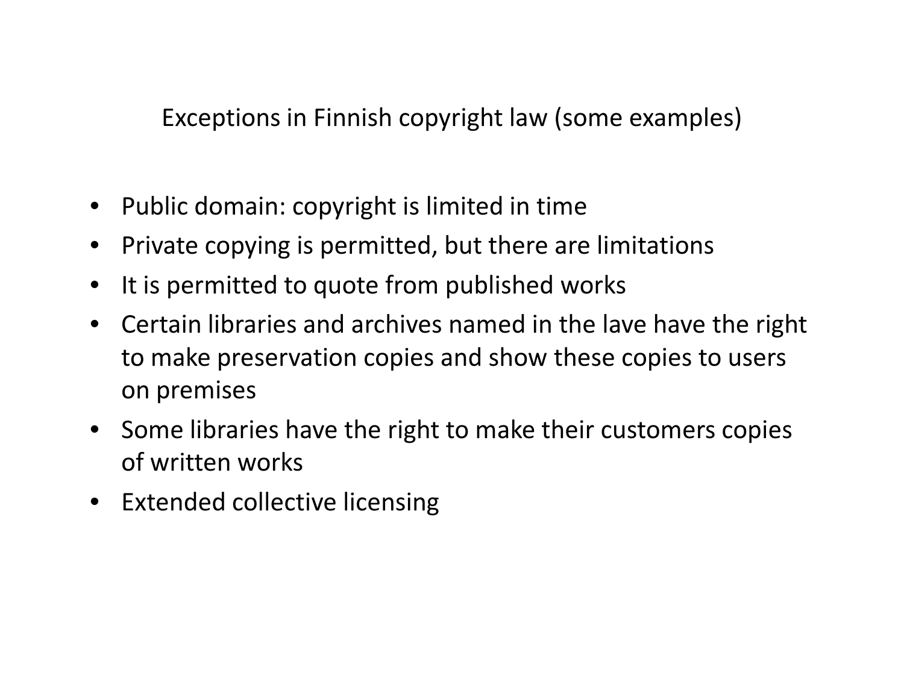## Exceptions in Finnish copyright law (some examples)

- Public domain: copyright is limited in time
- Private copying is permitted, but there are limitations
- It is permitted to quote from published works
- Certain libraries and archives named in the lave have the right to make preservation copies and show these copies to users on premises
- Some libraries have the right to make their customers copies of written works
- Extended collective licensing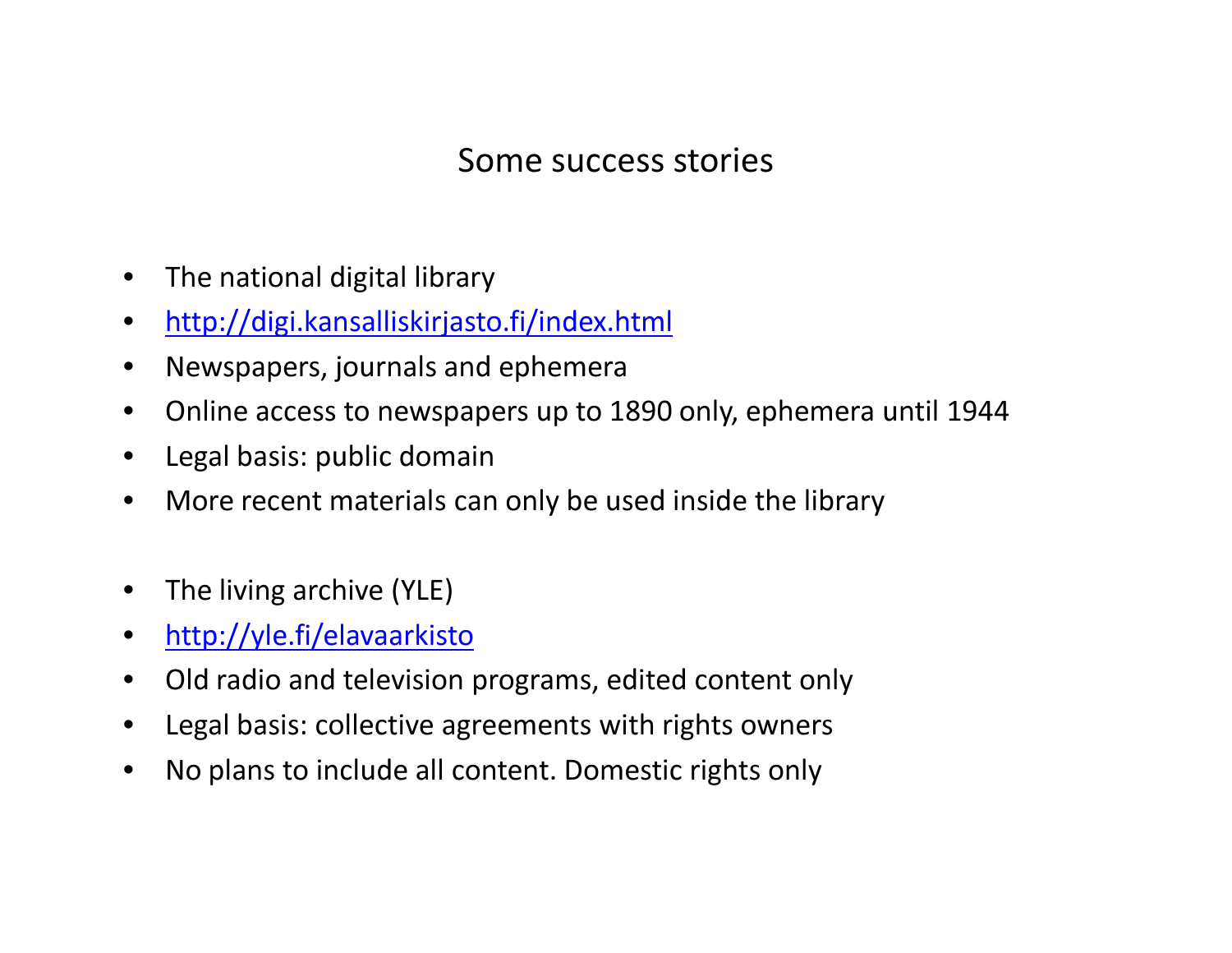# Some success stories

- The national digital library
- http://digi.kansalliskirjasto.fi/index.html
- Newspapers, journals and ephemera
- Online access to newspapers up to 1890 only, ephemera until 1944
- Legal basis: public domain
- More recent materials can only be used inside the library

- The living archive (YLE)
- http://yle.fi/elavaarkisto
- Old radio and television programs, edited content only
- Legal basis: collective agreements with rights owners
- No plans to include all content. Domestic rights only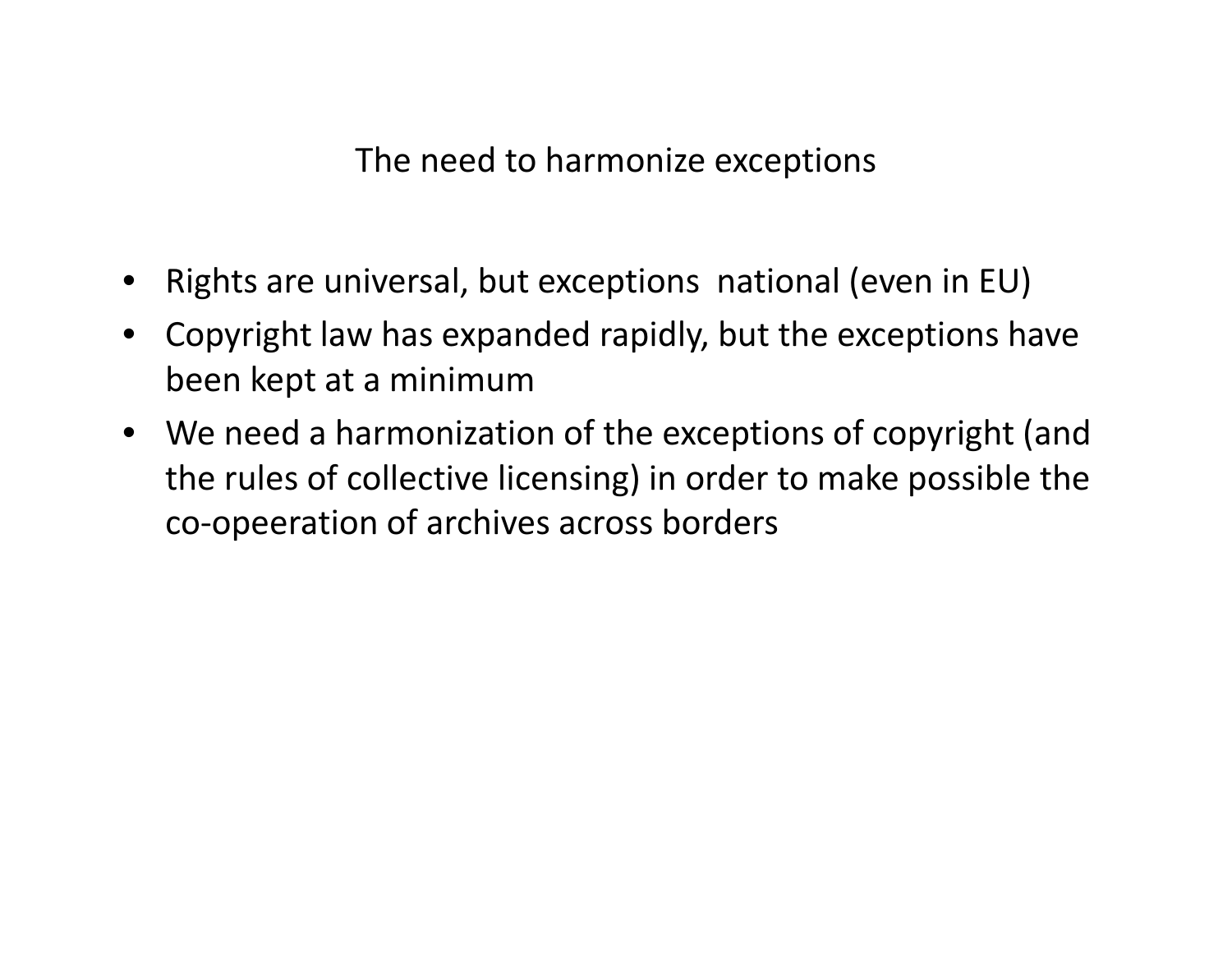## The need to harmonize exceptions

- Rights are universal, but exceptions national (even in EU)
- Copyright law has expanded rapidly, but the exceptions have been kept at a minimum
- We need a harmonization of the exceptions of copyright (and the rules of collective licensing) in order to make possible the co-opeeration of archives across borders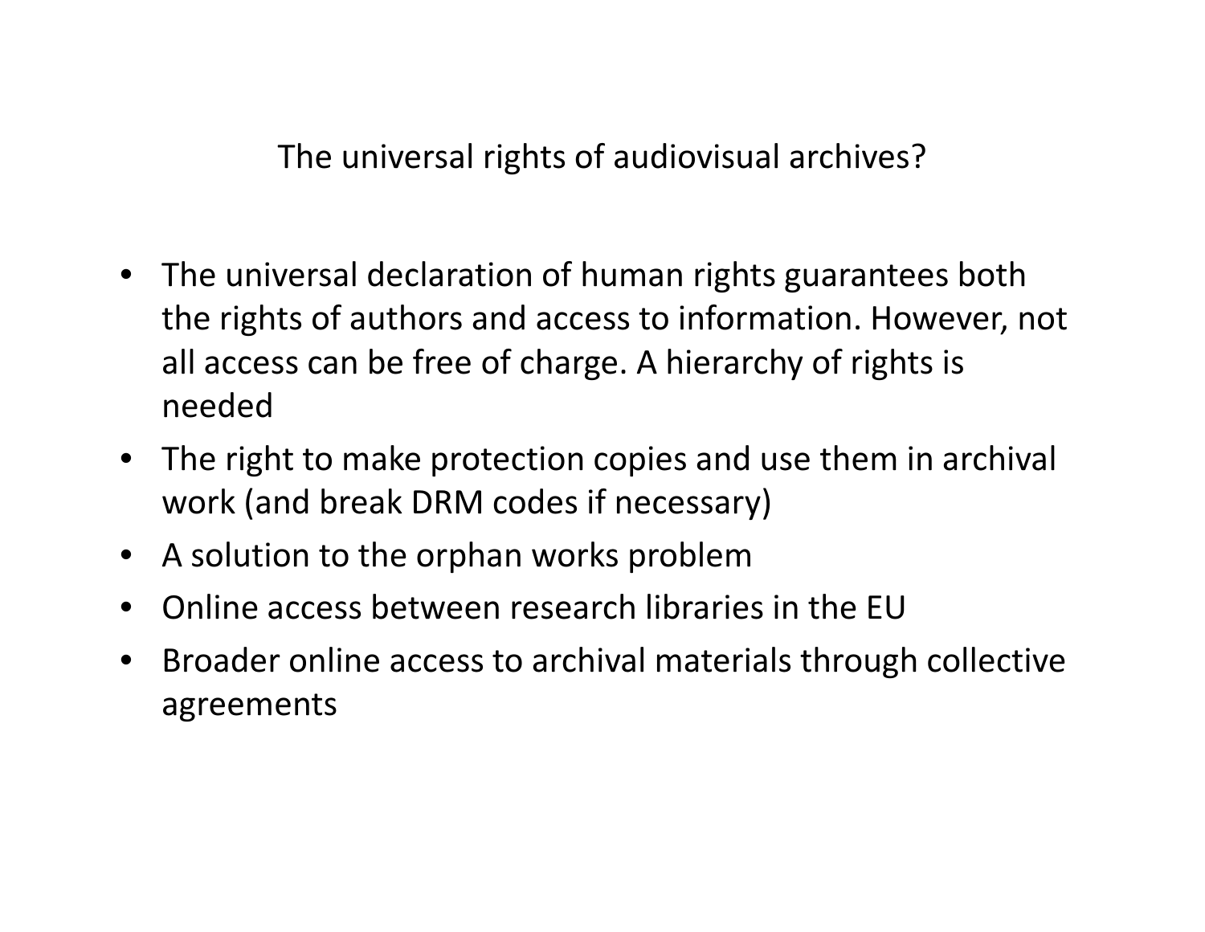## The universal rights of audiovisual archives?

- The universal declaration of human rights guarantees both the rights of authors and access to information. However, not all access can be free of charge. A hierarchy of rights is needed
- The right to make protection copies and use them in archival work (and break DRM codes if necessary)
- A solution to the orphan works problem
- Online access between research libraries in the EU
- Broader online access to archival materials through collective agreements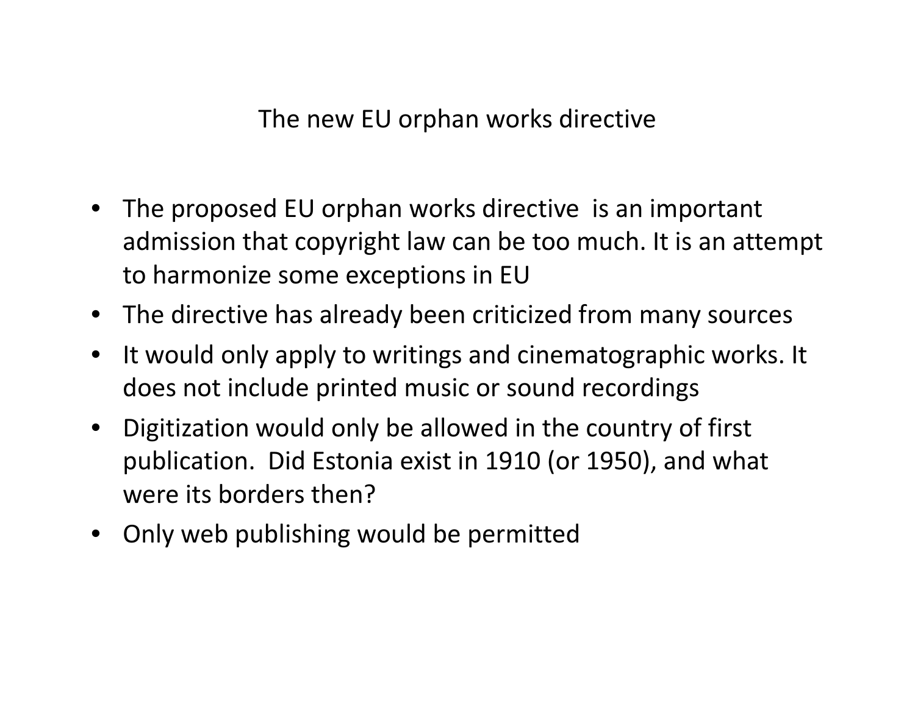# The new EU orphan works directive

- The proposed EU orphan works directive is an important admission that copyright law can be too much. It is an attempt to harmonize some exceptions in EU
- The directive has already been criticized from many sources
- It would only apply to writings and cinematographic works. It does not include printed music or sound recordings
- Digitization would only be allowed in the country of first publication. Did Estonia exist in 1910 (or 1950), and what were its borders then?
- Only web publishing would be permitted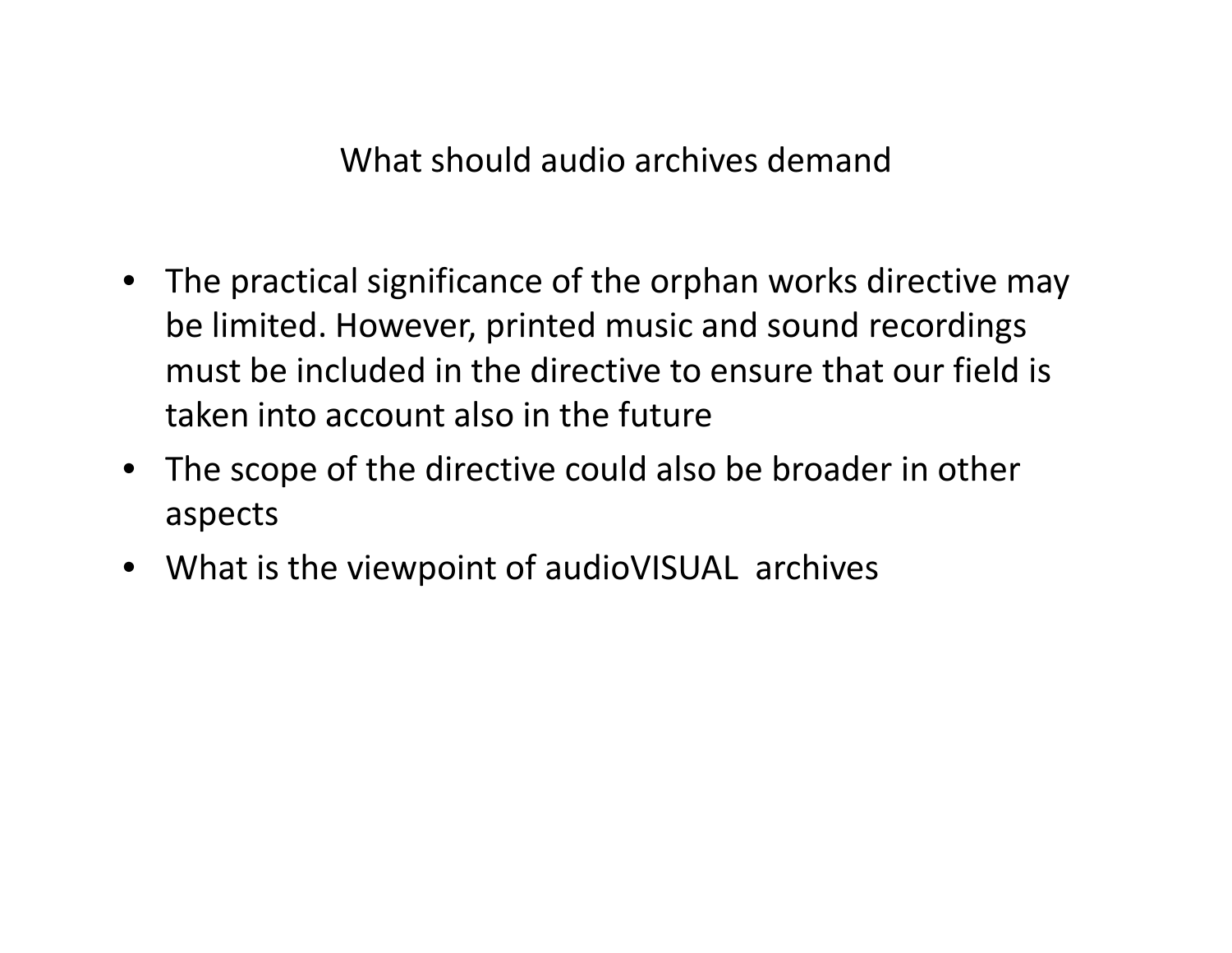## What should audio archives demand

- The practical significance of the orphan works directive may be limited. However, printed music and sound recordings must be included in the directive to ensure that our field is taken into account also in the future
- The scope of the directive could also be broader in other aspects
- What is the viewpoint of audioVISUAL archives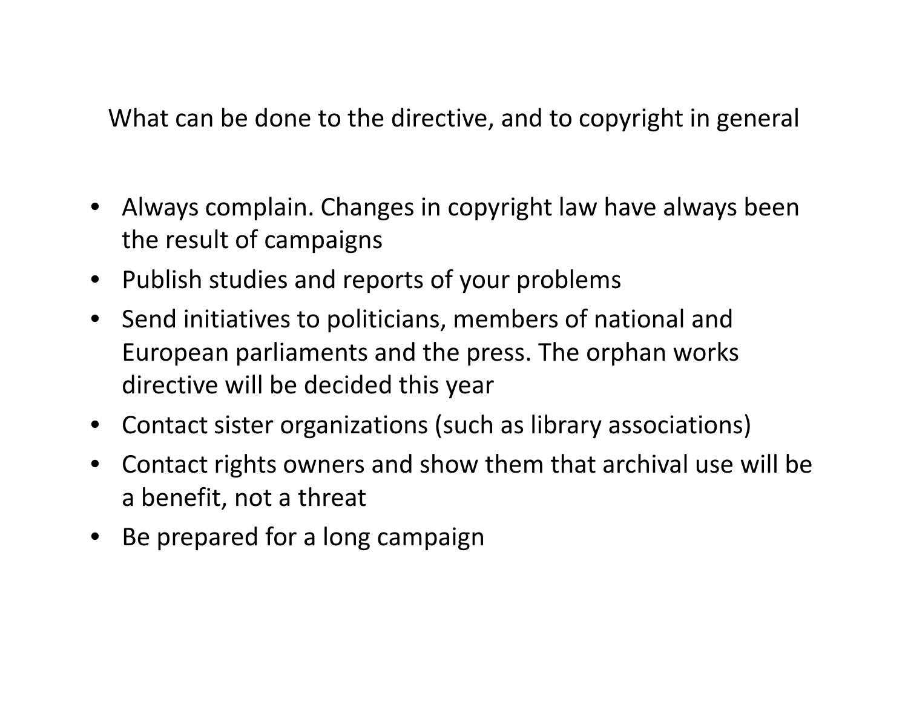## What can be done to the directive, and to copyright in general

- Always complain. Changes in copyright law have always been the result of campaigns
- Publish studies and reports of your problems
- Send initiatives to politicians, members of national and European parliaments and the press. The orphan works directive will be decided this year
- Contact sister organizations (such as library associations)
- Contact rights owners and show them that archival use will be a benefit, not a threat
- Be prepared for a long campaign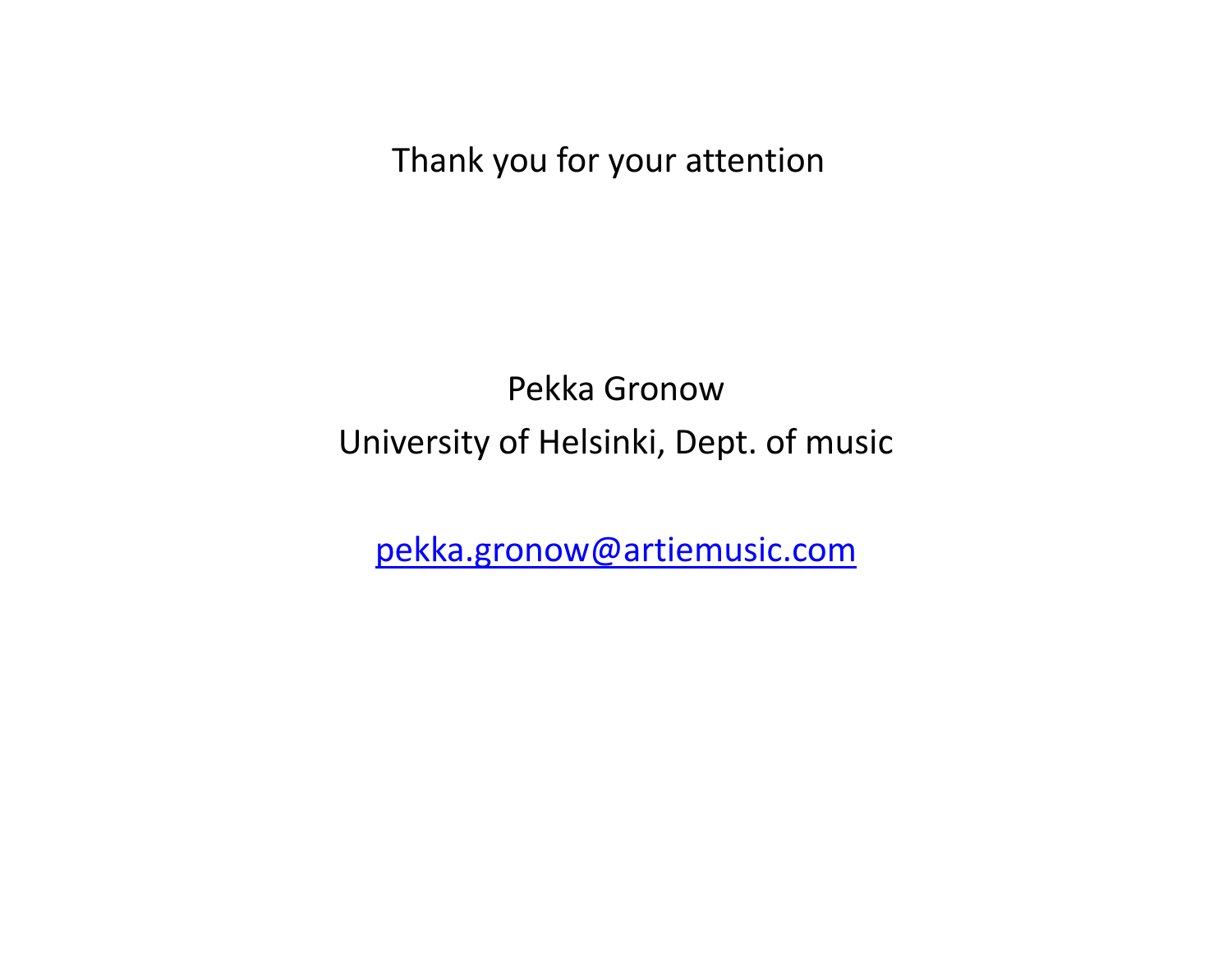Thank you for your attention

Pekka Gronow

University of Helsinki, Dept. of music

pekka.gronow@artiemusic.com